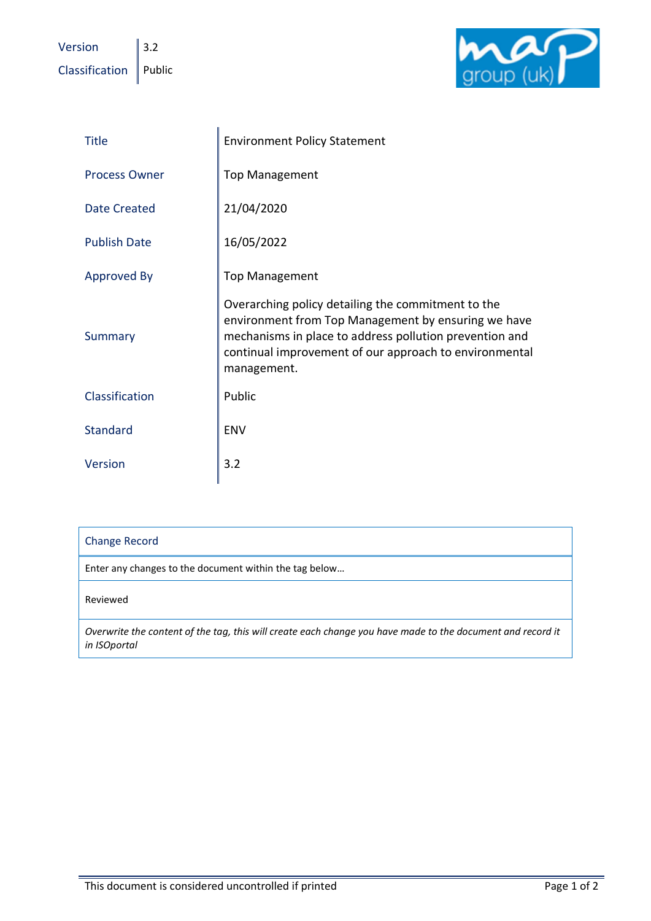| Version | 3.2 |
| --- | --- |
| Classification | Public |

| Title | Environment Policy Statement |
| --- | --- |
| Process Owner | Top Management |
| Date Created | 21/04/2020 |
| Publish Date | 16/05/2022 |
| Approved By | Top Management |
| Summary | Overarching policy detailing the commitment to the environment from Top Management by ensuring we have mechanisms in place to address pollution prevention and continual improvement of our approach to environmental management. |
| Classification | Public |
| Standard | ENV |
| Version | 3.2 |

| Change Record |
| --- |
| Enter any changes to the document within the tag below… |
| Reviewed |
| *Overwrite the content of the tag, this will create each change you have made to the document and record it in ISOportal* |

This document is considered uncontrolled if printed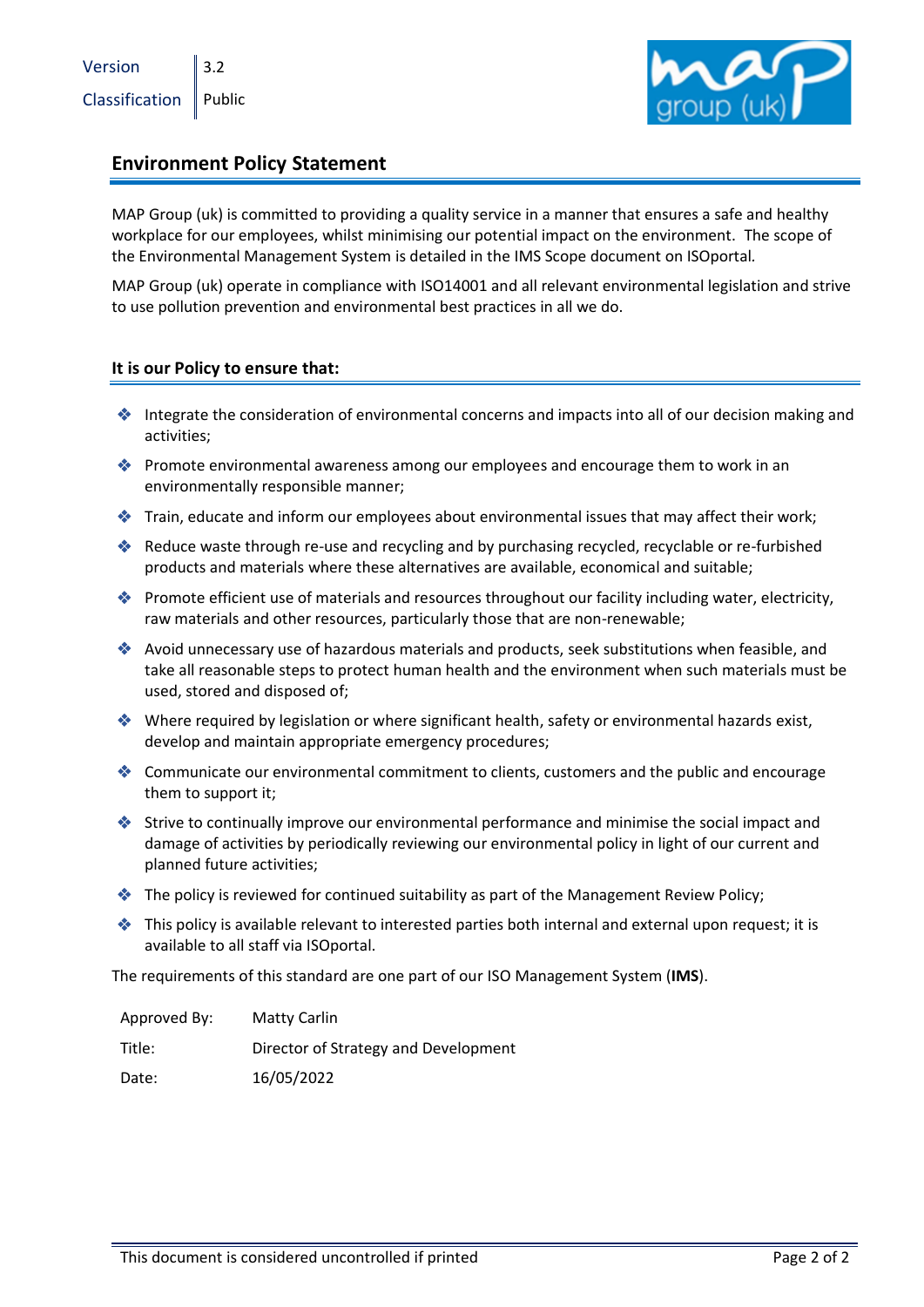| | |
|---|---|
| Version | 3.2 |
| Classification | Public |

## Environment Policy Statement

MAP Group (uk) is committed to providing a quality service in a manner that ensures a safe and healthy workplace for our employees, whilst minimising our potential impact on the environment. The scope of the Environmental Management System is detailed in the IMS Scope document on ISOportal.

MAP Group (uk) operate in compliance with ISO14001 and all relevant environmental legislation and strive to use pollution prevention and environmental best practices in all we do.

### It is our Policy to ensure that:

- Integrate the consideration of environmental concerns and impacts into all of our decision making and activities;
- Promote environmental awareness among our employees and encourage them to work in an environmentally responsible manner;
- Train, educate and inform our employees about environmental issues that may affect their work;
- Reduce waste through re-use and recycling and by purchasing recycled, recyclable or re-furbished products and materials where these alternatives are available, economical and suitable;
- Promote efficient use of materials and resources throughout our facility including water, electricity, raw materials and other resources, particularly those that are non-renewable;
- Avoid unnecessary use of hazardous materials and products, seek substitutions when feasible, and take all reasonable steps to protect human health and the environment when such materials must be used, stored and disposed of;
- Where required by legislation or where significant health, safety or environmental hazards exist, develop and maintain appropriate emergency procedures;
- Communicate our environmental commitment to clients, customers and the public and encourage them to support it;
- Strive to continually improve our environmental performance and minimise the social impact and damage of activities by periodically reviewing our environmental policy in light of our current and planned future activities;
- The policy is reviewed for continued suitability as part of the Management Review Policy;
- This policy is available relevant to interested parties both internal and external upon request; it is available to all staff via ISOportal.

The requirements of this standard are one part of our ISO Management System (**IMS**).

| | |
|---|---|
| Approved By: | Matty Carlin |
| Title: | Director of Strategy and Development |
| Date: | 16/05/2022 |

This document is considered uncontrolled if printed